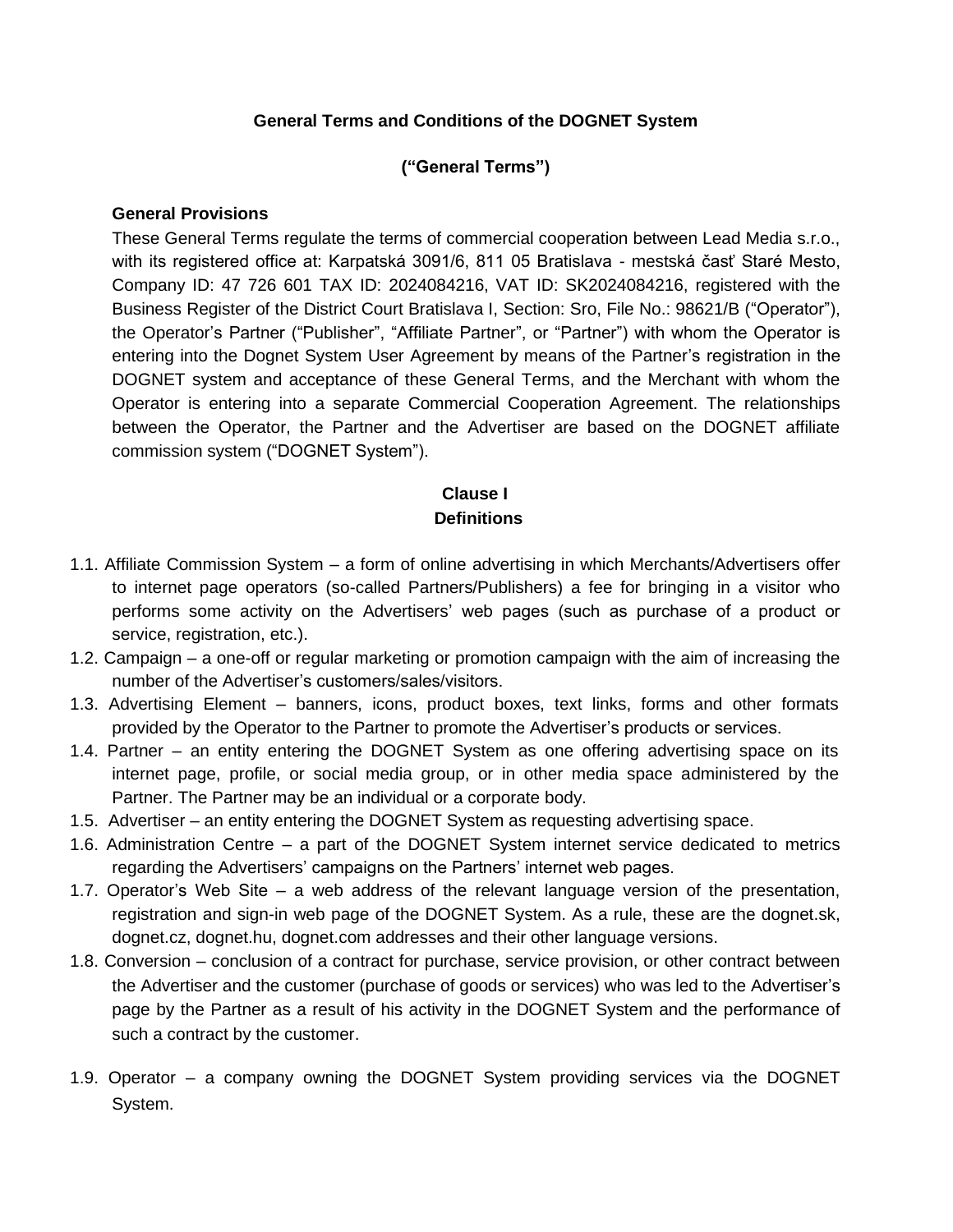# General Terms and Conditions of the DOGNET System

**("General Terms")**

**General Provisions**

These General Terms regulate the terms of commercial cooperation between Lead Media s.r.o., with its registered office at: Karpatská 3091/6, 811 05 Bratislava - mestská časť Staré Mesto, Company ID: 47 726 601 TAX ID: 2024084216, VAT ID: SK2024084216, registered with the Business Register of the District Court Bratislava I, Section: Sro, File No.: 98621/B ("Operator"), the Operator's Partner ("Publisher", "Affiliate Partner", or "Partner") with whom the Operator is entering into the Dognet System User Agreement by means of the Partner's registration in the DOGNET system and acceptance of these General Terms, and the Merchant with whom the Operator is entering into a separate Commercial Cooperation Agreement. The relationships between the Operator, the Partner and the Advertiser are based on the DOGNET affiliate commission system ("DOGNET System").

## Clause I
## Definitions

1.1. Affiliate Commission System – a form of online advertising in which Merchants/Advertisers offer to internet page operators (so-called Partners/Publishers) a fee for bringing in a visitor who performs some activity on the Advertisers' web pages (such as purchase of a product or service, registration, etc.).

1.2. Campaign – a one-off or regular marketing or promotion campaign with the aim of increasing the number of the Advertiser's customers/sales/visitors.

1.3. Advertising Element – banners, icons, product boxes, text links, forms and other formats provided by the Operator to the Partner to promote the Advertiser's products or services.

1.4. Partner – an entity entering the DOGNET System as one offering advertising space on its internet page, profile, or social media group, or in other media space administered by the Partner. The Partner may be an individual or a corporate body.

1.5. Advertiser – an entity entering the DOGNET System as requesting advertising space.

1.6. Administration Centre – a part of the DOGNET System internet service dedicated to metrics regarding the Advertisers' campaigns on the Partners' internet web pages.

1.7. Operator's Web Site – a web address of the relevant language version of the presentation, registration and sign-in web page of the DOGNET System. As a rule, these are the dognet.sk, dognet.cz, dognet.hu, dognet.com addresses and their other language versions.

1.8. Conversion – conclusion of a contract for purchase, service provision, or other contract between the Advertiser and the customer (purchase of goods or services) who was led to the Advertiser's page by the Partner as a result of his activity in the DOGNET System and the performance of such a contract by the customer.

1.9. Operator – a company owning the DOGNET System providing services via the DOGNET System.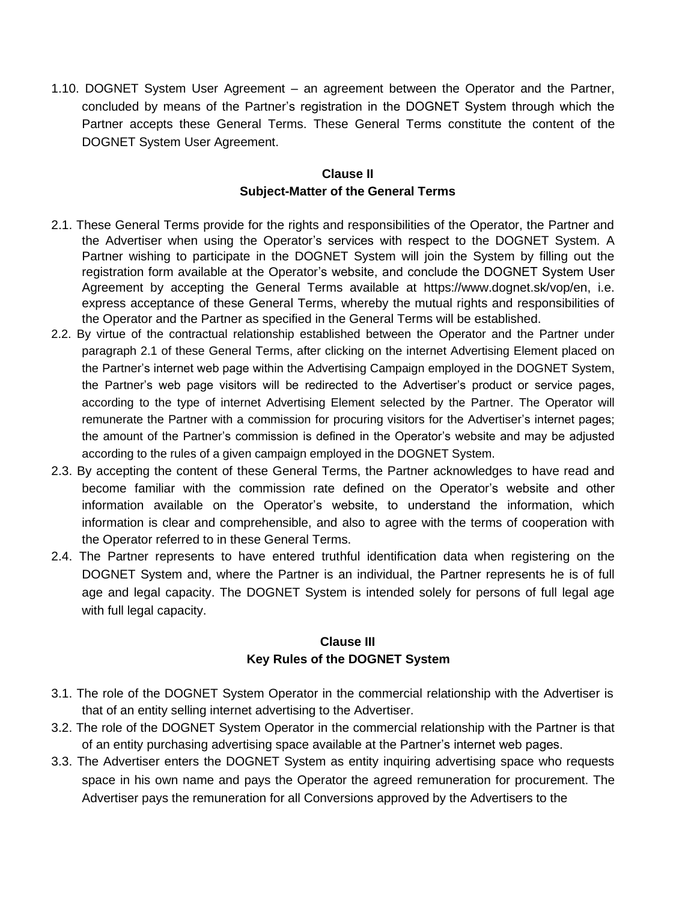1.10. DOGNET System User Agreement – an agreement between the Operator and the Partner, concluded by means of the Partner's registration in the DOGNET System through which the Partner accepts these General Terms. These General Terms constitute the content of the DOGNET System User Agreement.

## Clause II
## Subject-Matter of the General Terms

2.1. These General Terms provide for the rights and responsibilities of the Operator, the Partner and the Advertiser when using the Operator's services with respect to the DOGNET System. A Partner wishing to participate in the DOGNET System will join the System by filling out the registration form available at the Operator's website, and conclude the DOGNET System User Agreement by accepting the General Terms available at https://www.dognet.sk/vop/en, i.e. express acceptance of these General Terms, whereby the mutual rights and responsibilities of the Operator and the Partner as specified in the General Terms will be established.

2.2. By virtue of the contractual relationship established between the Operator and the Partner under paragraph 2.1 of these General Terms, after clicking on the internet Advertising Element placed on the Partner's internet web page within the Advertising Campaign employed in the DOGNET System, the Partner's web page visitors will be redirected to the Advertiser's product or service pages, according to the type of internet Advertising Element selected by the Partner. The Operator will remunerate the Partner with a commission for procuring visitors for the Advertiser's internet pages; the amount of the Partner's commission is defined in the Operator's website and may be adjusted according to the rules of a given campaign employed in the DOGNET System.

2.3. By accepting the content of these General Terms, the Partner acknowledges to have read and become familiar with the commission rate defined on the Operator's website and other information available on the Operator's website, to understand the information, which information is clear and comprehensible, and also to agree with the terms of cooperation with the Operator referred to in these General Terms.

2.4. The Partner represents to have entered truthful identification data when registering on the DOGNET System and, where the Partner is an individual, the Partner represents he is of full age and legal capacity. The DOGNET System is intended solely for persons of full legal age with full legal capacity.

## Clause III
## Key Rules of the DOGNET System

3.1. The role of the DOGNET System Operator in the commercial relationship with the Advertiser is that of an entity selling internet advertising to the Advertiser.

3.2. The role of the DOGNET System Operator in the commercial relationship with the Partner is that of an entity purchasing advertising space available at the Partner's internet web pages.

3.3. The Advertiser enters the DOGNET System as entity inquiring advertising space who requests space in his own name and pays the Operator the agreed remuneration for procurement. The Advertiser pays the remuneration for all Conversions approved by the Advertisers to the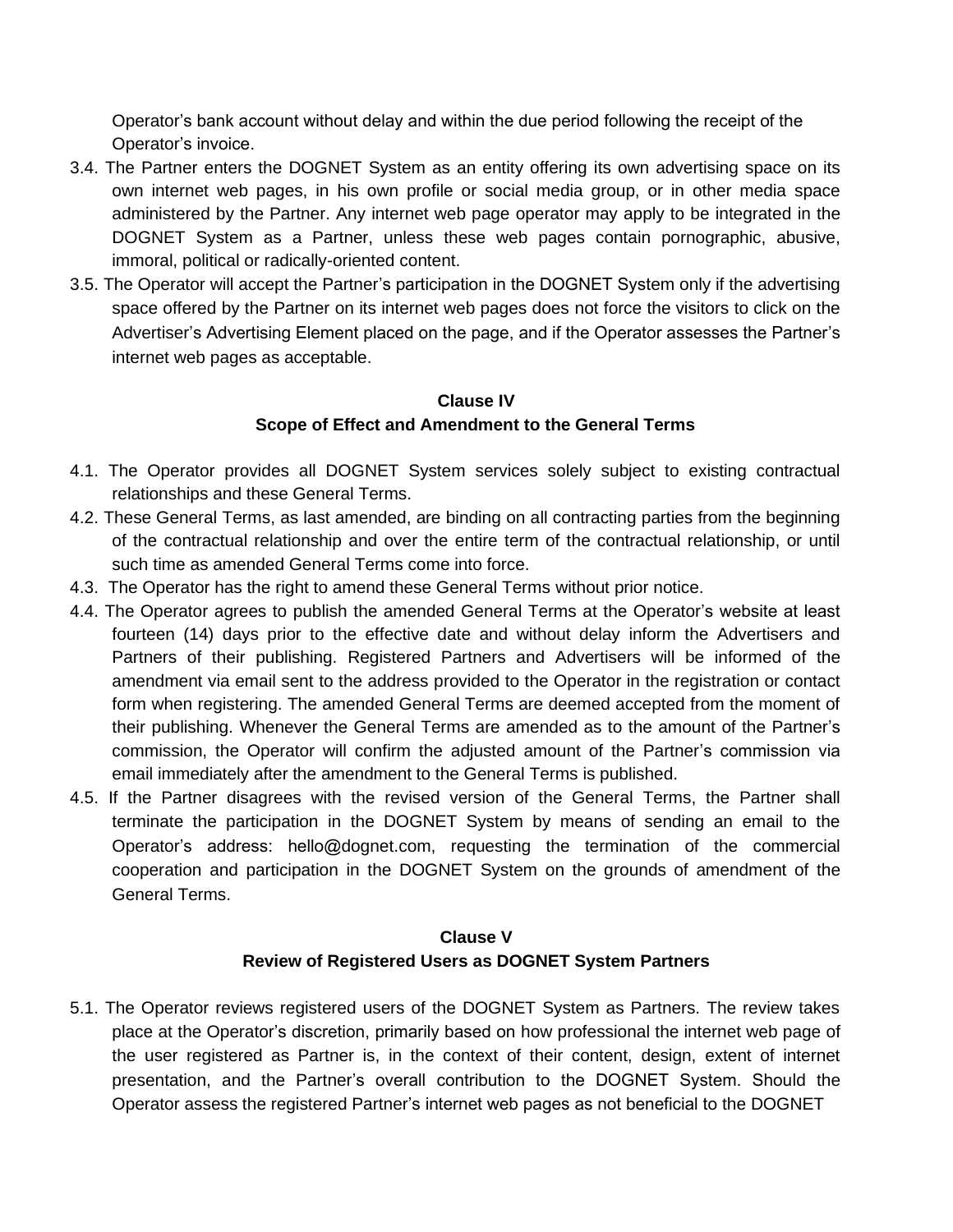Operator's bank account without delay and within the due period following the receipt of the Operator's invoice.

3.4. The Partner enters the DOGNET System as an entity offering its own advertising space on its own internet web pages, in his own profile or social media group, or in other media space administered by the Partner. Any internet web page operator may apply to be integrated in the DOGNET System as a Partner, unless these web pages contain pornographic, abusive, immoral, political or radically-oriented content.

3.5. The Operator will accept the Partner's participation in the DOGNET System only if the advertising space offered by the Partner on its internet web pages does not force the visitors to click on the Advertiser's Advertising Element placed on the page, and if the Operator assesses the Partner's internet web pages as acceptable.

## Clause IV
## Scope of Effect and Amendment to the General Terms

4.1. The Operator provides all DOGNET System services solely subject to existing contractual relationships and these General Terms.

4.2. These General Terms, as last amended, are binding on all contracting parties from the beginning of the contractual relationship and over the entire term of the contractual relationship, or until such time as amended General Terms come into force.

4.3. The Operator has the right to amend these General Terms without prior notice.

4.4. The Operator agrees to publish the amended General Terms at the Operator's website at least fourteen (14) days prior to the effective date and without delay inform the Advertisers and Partners of their publishing. Registered Partners and Advertisers will be informed of the amendment via email sent to the address provided to the Operator in the registration or contact form when registering. The amended General Terms are deemed accepted from the moment of their publishing. Whenever the General Terms are amended as to the amount of the Partner's commission, the Operator will confirm the adjusted amount of the Partner's commission via email immediately after the amendment to the General Terms is published.

4.5. If the Partner disagrees with the revised version of the General Terms, the Partner shall terminate the participation in the DOGNET System by means of sending an email to the Operator's address: hello@dognet.com, requesting the termination of the commercial cooperation and participation in the DOGNET System on the grounds of amendment of the General Terms.

## Clause V
## Review of Registered Users as DOGNET System Partners

5.1. The Operator reviews registered users of the DOGNET System as Partners. The review takes place at the Operator's discretion, primarily based on how professional the internet web page of the user registered as Partner is, in the context of their content, design, extent of internet presentation, and the Partner's overall contribution to the DOGNET System. Should the Operator assess the registered Partner's internet web pages as not beneficial to the DOGNET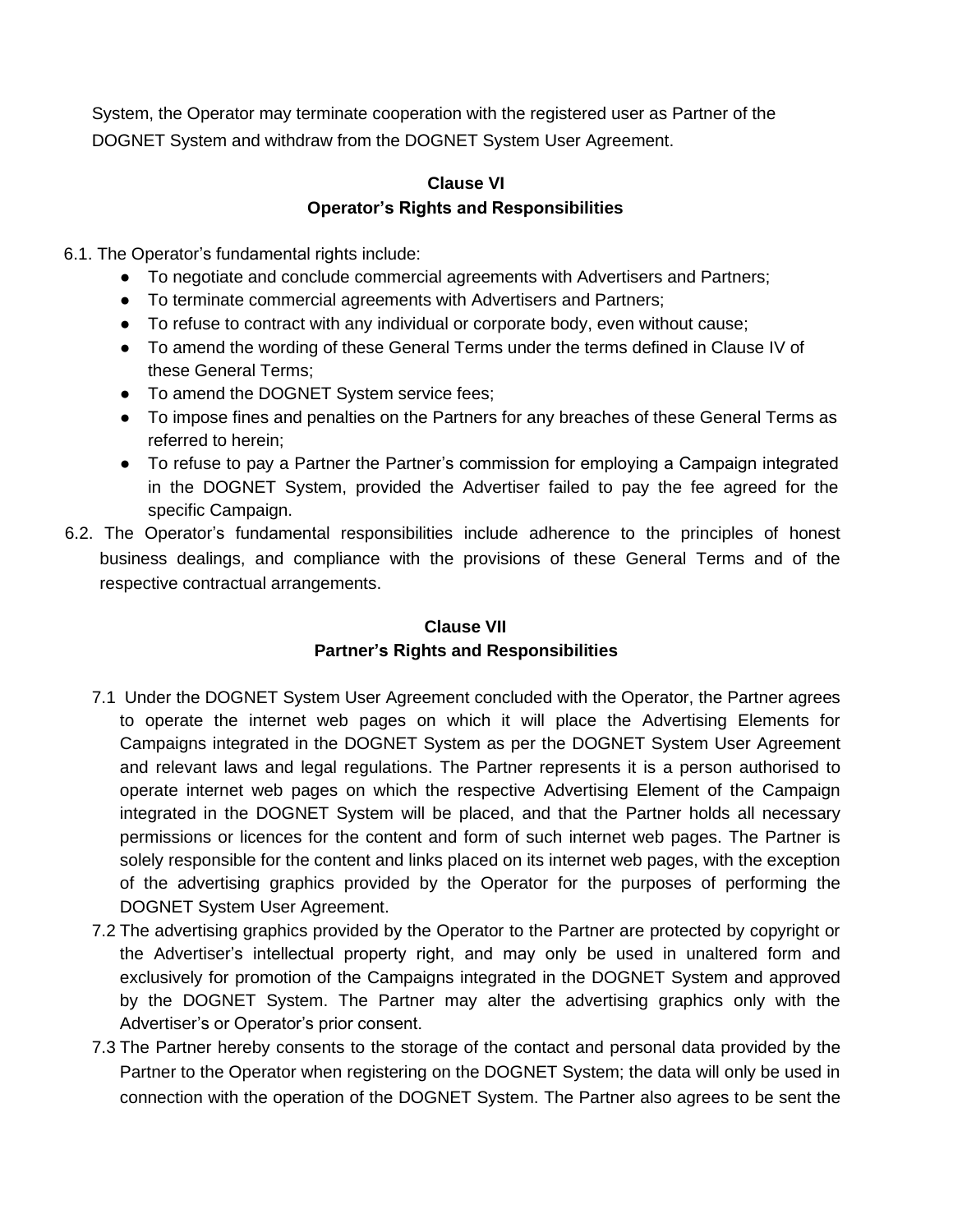System, the Operator may terminate cooperation with the registered user as Partner of the DOGNET System and withdraw from the DOGNET System User Agreement.

## Clause VI
## Operator's Rights and Responsibilities

6.1. The Operator's fundamental rights include:

- To negotiate and conclude commercial agreements with Advertisers and Partners;
- To terminate commercial agreements with Advertisers and Partners;
- To refuse to contract with any individual or corporate body, even without cause;
- To amend the wording of these General Terms under the terms defined in Clause IV of these General Terms;
- To amend the DOGNET System service fees;
- To impose fines and penalties on the Partners for any breaches of these General Terms as referred to herein;
- To refuse to pay a Partner the Partner's commission for employing a Campaign integrated in the DOGNET System, provided the Advertiser failed to pay the fee agreed for the specific Campaign.

6.2. The Operator's fundamental responsibilities include adherence to the principles of honest business dealings, and compliance with the provisions of these General Terms and of the respective contractual arrangements.

## Clause VII
## Partner's Rights and Responsibilities

7.1 Under the DOGNET System User Agreement concluded with the Operator, the Partner agrees to operate the internet web pages on which it will place the Advertising Elements for Campaigns integrated in the DOGNET System as per the DOGNET System User Agreement and relevant laws and legal regulations. The Partner represents it is a person authorised to operate internet web pages on which the respective Advertising Element of the Campaign integrated in the DOGNET System will be placed, and that the Partner holds all necessary permissions or licences for the content and form of such internet web pages. The Partner is solely responsible for the content and links placed on its internet web pages, with the exception of the advertising graphics provided by the Operator for the purposes of performing the DOGNET System User Agreement.

7.2 The advertising graphics provided by the Operator to the Partner are protected by copyright or the Advertiser's intellectual property right, and may only be used in unaltered form and exclusively for promotion of the Campaigns integrated in the DOGNET System and approved by the DOGNET System. The Partner may alter the advertising graphics only with the Advertiser's or Operator's prior consent.

7.3 The Partner hereby consents to the storage of the contact and personal data provided by the Partner to the Operator when registering on the DOGNET System; the data will only be used in connection with the operation of the DOGNET System. The Partner also agrees to be sent the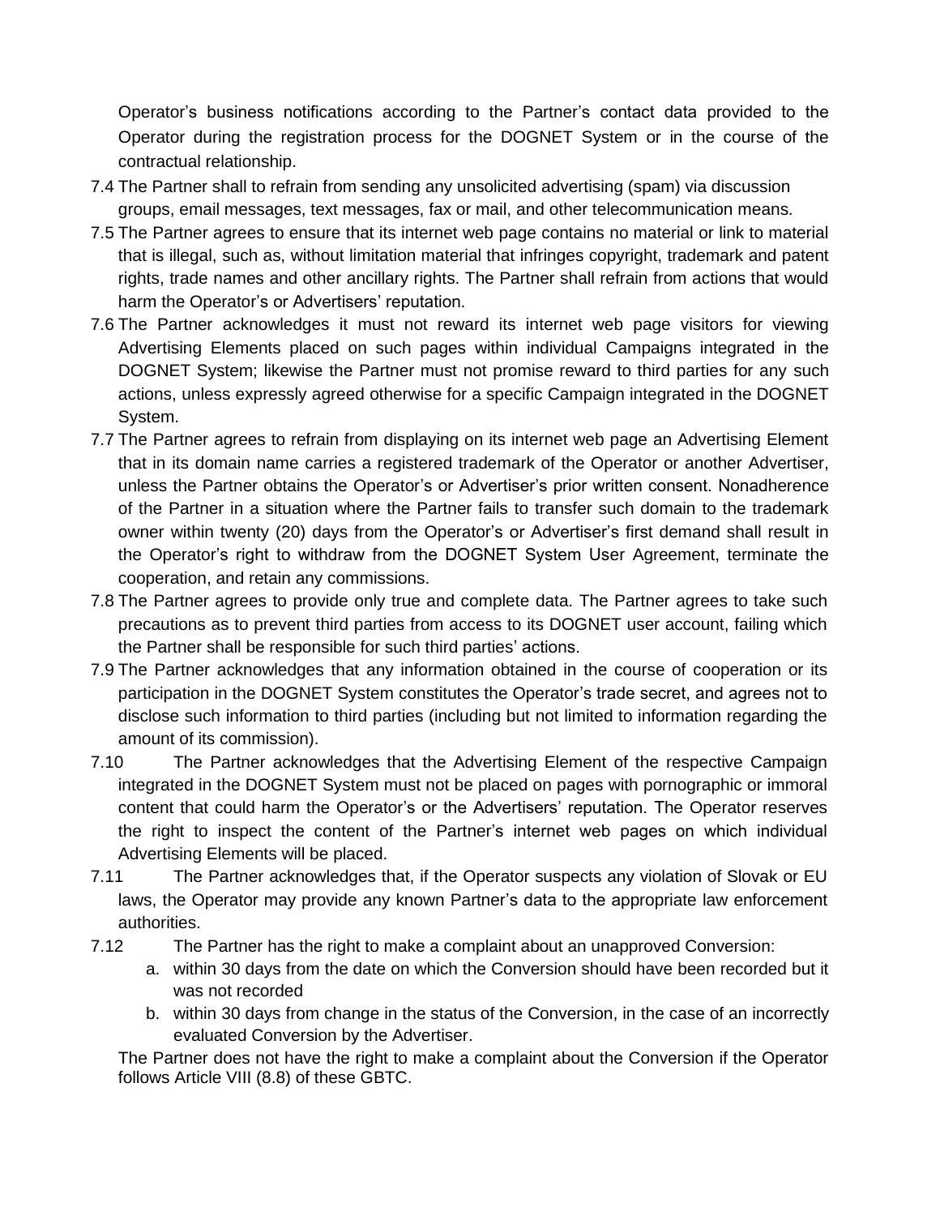Operator's business notifications according to the Partner's contact data provided to the Operator during the registration process for the DOGNET System or in the course of the contractual relationship.

7.4 The Partner shall to refrain from sending any unsolicited advertising (spam) via discussion groups, email messages, text messages, fax or mail, and other telecommunication means.

7.5 The Partner agrees to ensure that its internet web page contains no material or link to material that is illegal, such as, without limitation material that infringes copyright, trademark and patent rights, trade names and other ancillary rights. The Partner shall refrain from actions that would harm the Operator's or Advertisers' reputation.

7.6 The Partner acknowledges it must not reward its internet web page visitors for viewing Advertising Elements placed on such pages within individual Campaigns integrated in the DOGNET System; likewise the Partner must not promise reward to third parties for any such actions, unless expressly agreed otherwise for a specific Campaign integrated in the DOGNET System.

7.7 The Partner agrees to refrain from displaying on its internet web page an Advertising Element that in its domain name carries a registered trademark of the Operator or another Advertiser, unless the Partner obtains the Operator's or Advertiser's prior written consent. Nonadherence of the Partner in a situation where the Partner fails to transfer such domain to the trademark owner within twenty (20) days from the Operator's or Advertiser's first demand shall result in the Operator's right to withdraw from the DOGNET System User Agreement, terminate the cooperation, and retain any commissions.

7.8 The Partner agrees to provide only true and complete data. The Partner agrees to take such precautions as to prevent third parties from access to its DOGNET user account, failing which the Partner shall be responsible for such third parties' actions.

7.9 The Partner acknowledges that any information obtained in the course of cooperation or its participation in the DOGNET System constitutes the Operator's trade secret, and agrees not to disclose such information to third parties (including but not limited to information regarding the amount of its commission).

7.10 The Partner acknowledges that the Advertising Element of the respective Campaign integrated in the DOGNET System must not be placed on pages with pornographic or immoral content that could harm the Operator's or the Advertisers' reputation. The Operator reserves the right to inspect the content of the Partner's internet web pages on which individual Advertising Elements will be placed.

7.11 The Partner acknowledges that, if the Operator suspects any violation of Slovak or EU laws, the Operator may provide any known Partner's data to the appropriate law enforcement authorities.

7.12 The Partner has the right to make a complaint about an unapproved Conversion:

a. within 30 days from the date on which the Conversion should have been recorded but it was not recorded
b. within 30 days from change in the status of the Conversion, in the case of an incorrectly evaluated Conversion by the Advertiser.

The Partner does not have the right to make a complaint about the Conversion if the Operator follows Article VIII (8.8) of these GBTC.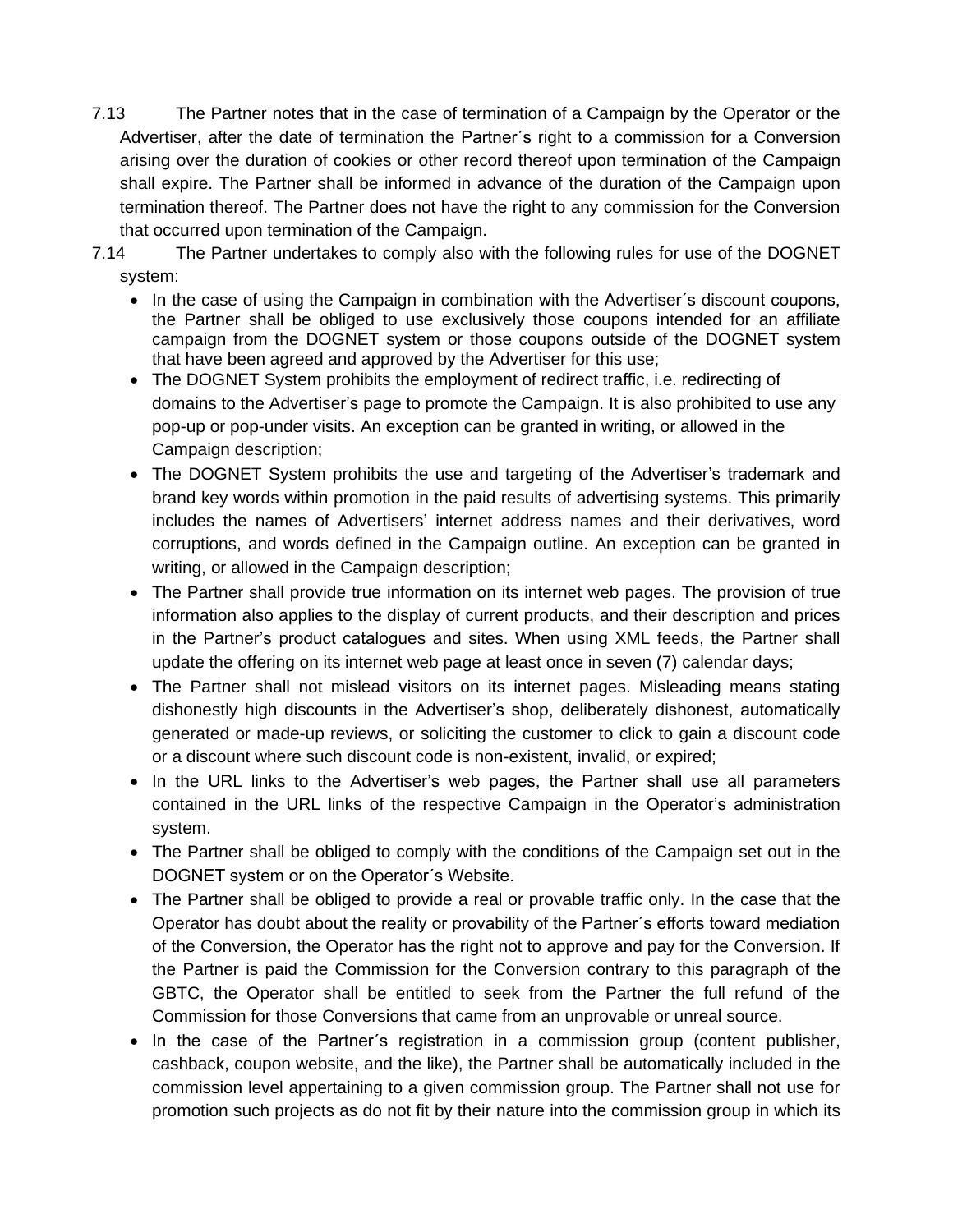7.13 The Partner notes that in the case of termination of a Campaign by the Operator or the Advertiser, after the date of termination the Partner´s right to a commission for a Conversion arising over the duration of cookies or other record thereof upon termination of the Campaign shall expire. The Partner shall be informed in advance of the duration of the Campaign upon termination thereof. The Partner does not have the right to any commission for the Conversion that occurred upon termination of the Campaign.

7.14 The Partner undertakes to comply also with the following rules for use of the DOGNET system:

- In the case of using the Campaign in combination with the Advertiser´s discount coupons, the Partner shall be obliged to use exclusively those coupons intended for an affiliate campaign from the DOGNET system or those coupons outside of the DOGNET system that have been agreed and approved by the Advertiser for this use;
- The DOGNET System prohibits the employment of redirect traffic, i.e. redirecting of domains to the Advertiser's page to promote the Campaign. It is also prohibited to use any pop-up or pop-under visits. An exception can be granted in writing, or allowed in the Campaign description;
- The DOGNET System prohibits the use and targeting of the Advertiser's trademark and brand key words within promotion in the paid results of advertising systems. This primarily includes the names of Advertisers' internet address names and their derivatives, word corruptions, and words defined in the Campaign outline. An exception can be granted in writing, or allowed in the Campaign description;
- The Partner shall provide true information on its internet web pages. The provision of true information also applies to the display of current products, and their description and prices in the Partner's product catalogues and sites. When using XML feeds, the Partner shall update the offering on its internet web page at least once in seven (7) calendar days;
- The Partner shall not mislead visitors on its internet pages. Misleading means stating dishonestly high discounts in the Advertiser's shop, deliberately dishonest, automatically generated or made-up reviews, or soliciting the customer to click to gain a discount code or a discount where such discount code is non-existent, invalid, or expired;
- In the URL links to the Advertiser's web pages, the Partner shall use all parameters contained in the URL links of the respective Campaign in the Operator's administration system.
- The Partner shall be obliged to comply with the conditions of the Campaign set out in the DOGNET system or on the Operator´s Website.
- The Partner shall be obliged to provide a real or provable traffic only. In the case that the Operator has doubt about the reality or provability of the Partner´s efforts toward mediation of the Conversion, the Operator has the right not to approve and pay for the Conversion. If the Partner is paid the Commission for the Conversion contrary to this paragraph of the GBTC, the Operator shall be entitled to seek from the Partner the full refund of the Commission for those Conversions that came from an unprovable or unreal source.
- In the case of the Partner´s registration in a commission group (content publisher, cashback, coupon website, and the like), the Partner shall be automatically included in the commission level appertaining to a given commission group. The Partner shall not use for promotion such projects as do not fit by their nature into the commission group in which its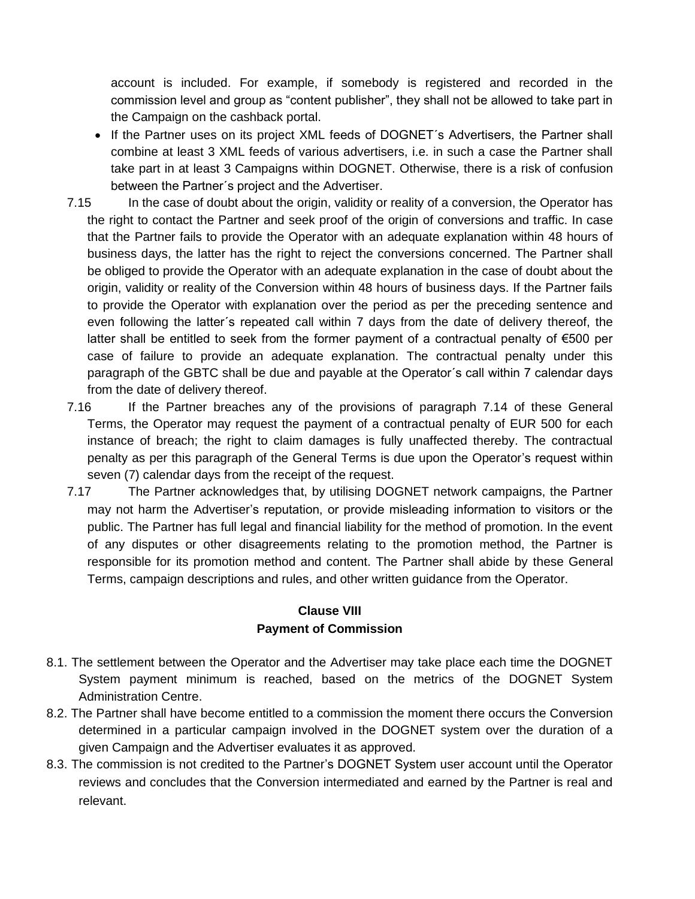account is included. For example, if somebody is registered and recorded in the commission level and group as “content publisher”, they shall not be allowed to take part in the Campaign on the cashback portal.

- If the Partner uses on its project XML feeds of DOGNET´s Advertisers, the Partner shall combine at least 3 XML feeds of various advertisers, i.e. in such a case the Partner shall take part in at least 3 Campaigns within DOGNET. Otherwise, there is a risk of confusion between the Partner´s project and the Advertiser.

7.15 In the case of doubt about the origin, validity or reality of a conversion, the Operator has the right to contact the Partner and seek proof of the origin of conversions and traffic. In case that the Partner fails to provide the Operator with an adequate explanation within 48 hours of business days, the latter has the right to reject the conversions concerned. The Partner shall be obliged to provide the Operator with an adequate explanation in the case of doubt about the origin, validity or reality of the Conversion within 48 hours of business days. If the Partner fails to provide the Operator with explanation over the period as per the preceding sentence and even following the latter´s repeated call within 7 days from the date of delivery thereof, the latter shall be entitled to seek from the former payment of a contractual penalty of €500 per case of failure to provide an adequate explanation. The contractual penalty under this paragraph of the GBTC shall be due and payable at the Operator´s call within 7 calendar days from the date of delivery thereof.

7.16 If the Partner breaches any of the provisions of paragraph 7.14 of these General Terms, the Operator may request the payment of a contractual penalty of EUR 500 for each instance of breach; the right to claim damages is fully unaffected thereby. The contractual penalty as per this paragraph of the General Terms is due upon the Operator’s request within seven (7) calendar days from the receipt of the request.

7.17 The Partner acknowledges that, by utilising DOGNET network campaigns, the Partner may not harm the Advertiser’s reputation, or provide misleading information to visitors or the public. The Partner has full legal and financial liability for the method of promotion. In the event of any disputes or other disagreements relating to the promotion method, the Partner is responsible for its promotion method and content. The Partner shall abide by these General Terms, campaign descriptions and rules, and other written guidance from the Operator.

## Clause VIII
## Payment of Commission

8.1. The settlement between the Operator and the Advertiser may take place each time the DOGNET System payment minimum is reached, based on the metrics of the DOGNET System Administration Centre.

8.2. The Partner shall have become entitled to a commission the moment there occurs the Conversion determined in a particular campaign involved in the DOGNET system over the duration of a given Campaign and the Advertiser evaluates it as approved.

8.3. The commission is not credited to the Partner’s DOGNET System user account until the Operator reviews and concludes that the Conversion intermediated and earned by the Partner is real and relevant.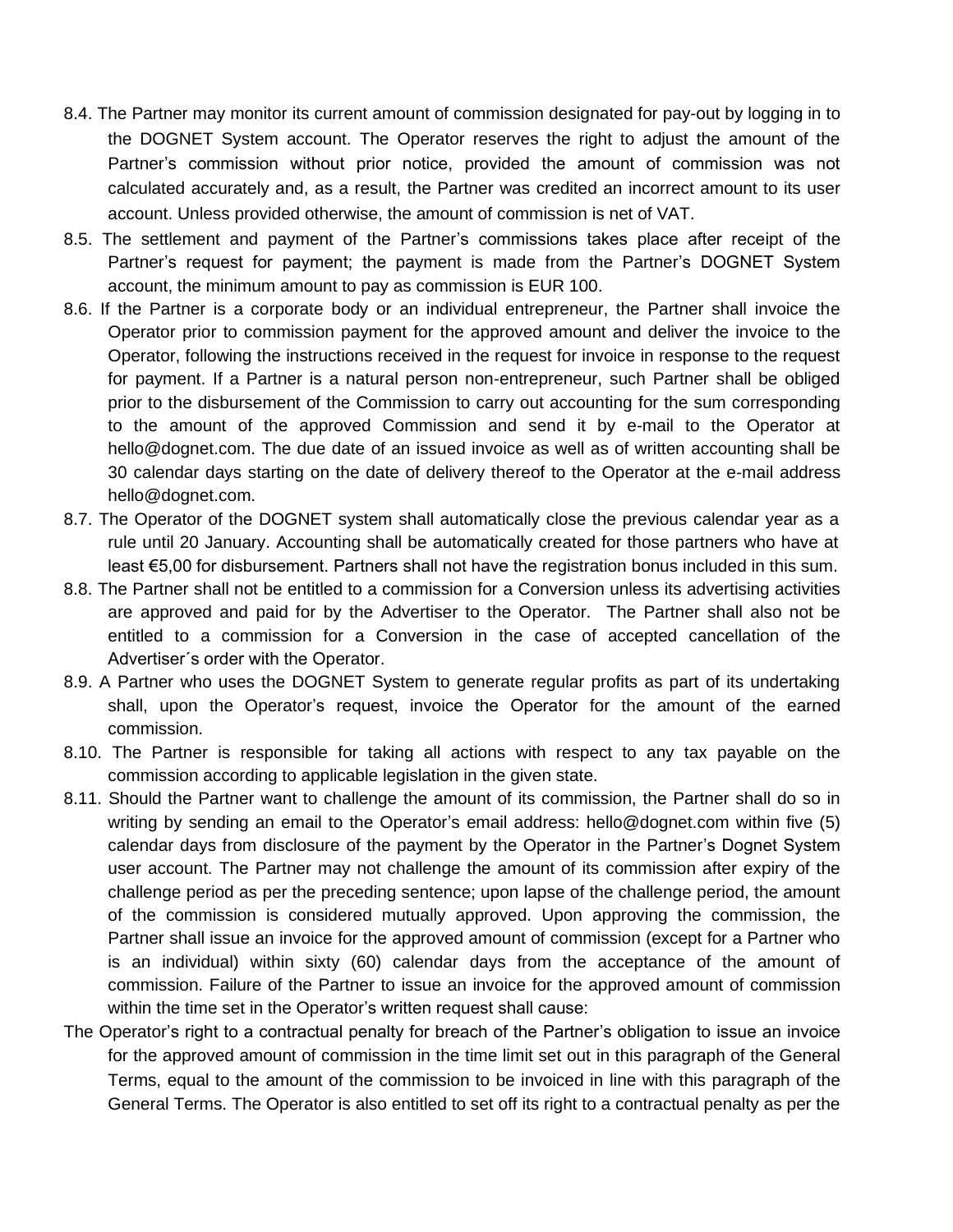8.4. The Partner may monitor its current amount of commission designated for pay-out by logging in to the DOGNET System account. The Operator reserves the right to adjust the amount of the Partner's commission without prior notice, provided the amount of commission was not calculated accurately and, as a result, the Partner was credited an incorrect amount to its user account. Unless provided otherwise, the amount of commission is net of VAT.

8.5. The settlement and payment of the Partner's commissions takes place after receipt of the Partner's request for payment; the payment is made from the Partner's DOGNET System account, the minimum amount to pay as commission is EUR 100.

8.6. If the Partner is a corporate body or an individual entrepreneur, the Partner shall invoice the Operator prior to commission payment for the approved amount and deliver the invoice to the Operator, following the instructions received in the request for invoice in response to the request for payment. If a Partner is a natural person non-entrepreneur, such Partner shall be obliged prior to the disbursement of the Commission to carry out accounting for the sum corresponding to the amount of the approved Commission and send it by e-mail to the Operator at hello@dognet.com. The due date of an issued invoice as well as of written accounting shall be 30 calendar days starting on the date of delivery thereof to the Operator at the e-mail address hello@dognet.com.

8.7. The Operator of the DOGNET system shall automatically close the previous calendar year as a rule until 20 January. Accounting shall be automatically created for those partners who have at least €5,00 for disbursement. Partners shall not have the registration bonus included in this sum.

8.8. The Partner shall not be entitled to a commission for a Conversion unless its advertising activities are approved and paid for by the Advertiser to the Operator. The Partner shall also not be entitled to a commission for a Conversion in the case of accepted cancellation of the Advertiser´s order with the Operator.

8.9. A Partner who uses the DOGNET System to generate regular profits as part of its undertaking shall, upon the Operator's request, invoice the Operator for the amount of the earned commission.

8.10. The Partner is responsible for taking all actions with respect to any tax payable on the commission according to applicable legislation in the given state.

8.11. Should the Partner want to challenge the amount of its commission, the Partner shall do so in writing by sending an email to the Operator's email address: hello@dognet.com within five (5) calendar days from disclosure of the payment by the Operator in the Partner's Dognet System user account. The Partner may not challenge the amount of its commission after expiry of the challenge period as per the preceding sentence; upon lapse of the challenge period, the amount of the commission is considered mutually approved. Upon approving the commission, the Partner shall issue an invoice for the approved amount of commission (except for a Partner who is an individual) within sixty (60) calendar days from the acceptance of the amount of commission. Failure of the Partner to issue an invoice for the approved amount of commission within the time set in the Operator's written request shall cause:

The Operator's right to a contractual penalty for breach of the Partner's obligation to issue an invoice for the approved amount of commission in the time limit set out in this paragraph of the General Terms, equal to the amount of the commission to be invoiced in line with this paragraph of the General Terms. The Operator is also entitled to set off its right to a contractual penalty as per the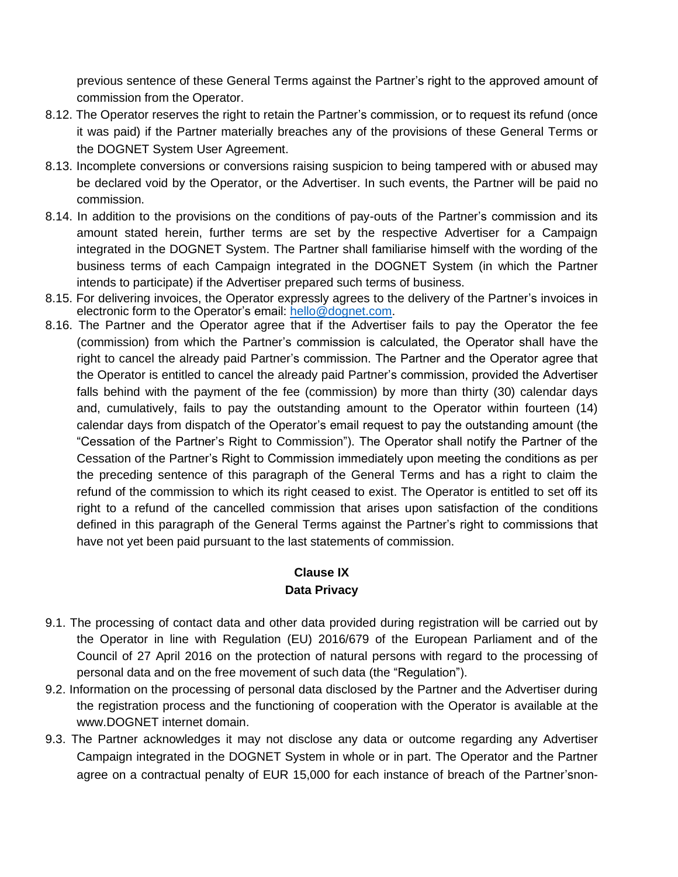previous sentence of these General Terms against the Partner's right to the approved amount of commission from the Operator.

8.12. The Operator reserves the right to retain the Partner's commission, or to request its refund (once it was paid) if the Partner materially breaches any of the provisions of these General Terms or the DOGNET System User Agreement.

8.13. Incomplete conversions or conversions raising suspicion to being tampered with or abused may be declared void by the Operator, or the Advertiser. In such events, the Partner will be paid no commission.

8.14. In addition to the provisions on the conditions of pay-outs of the Partner's commission and its amount stated herein, further terms are set by the respective Advertiser for a Campaign integrated in the DOGNET System. The Partner shall familiarise himself with the wording of the business terms of each Campaign integrated in the DOGNET System (in which the Partner intends to participate) if the Advertiser prepared such terms of business.

8.15. For delivering invoices, the Operator expressly agrees to the delivery of the Partner's invoices in electronic form to the Operator's email: hello@dognet.com.

8.16. The Partner and the Operator agree that if the Advertiser fails to pay the Operator the fee (commission) from which the Partner's commission is calculated, the Operator shall have the right to cancel the already paid Partner's commission. The Partner and the Operator agree that the Operator is entitled to cancel the already paid Partner's commission, provided the Advertiser falls behind with the payment of the fee (commission) by more than thirty (30) calendar days and, cumulatively, fails to pay the outstanding amount to the Operator within fourteen (14) calendar days from dispatch of the Operator's email request to pay the outstanding amount (the "Cessation of the Partner's Right to Commission"). The Operator shall notify the Partner of the Cessation of the Partner's Right to Commission immediately upon meeting the conditions as per the preceding sentence of this paragraph of the General Terms and has a right to claim the refund of the commission to which its right ceased to exist. The Operator is entitled to set off its right to a refund of the cancelled commission that arises upon satisfaction of the conditions defined in this paragraph of the General Terms against the Partner's right to commissions that have not yet been paid pursuant to the last statements of commission.

## Clause IX
## Data Privacy

9.1. The processing of contact data and other data provided during registration will be carried out by the Operator in line with Regulation (EU) 2016/679 of the European Parliament and of the Council of 27 April 2016 on the protection of natural persons with regard to the processing of personal data and on the free movement of such data (the "Regulation").

9.2. Information on the processing of personal data disclosed by the Partner and the Advertiser during the registration process and the functioning of cooperation with the Operator is available at the www.DOGNET internet domain.

9.3. The Partner acknowledges it may not disclose any data or outcome regarding any Advertiser Campaign integrated in the DOGNET System in whole or in part. The Operator and the Partner agree on a contractual penalty of EUR 15,000 for each instance of breach of the Partner'snon-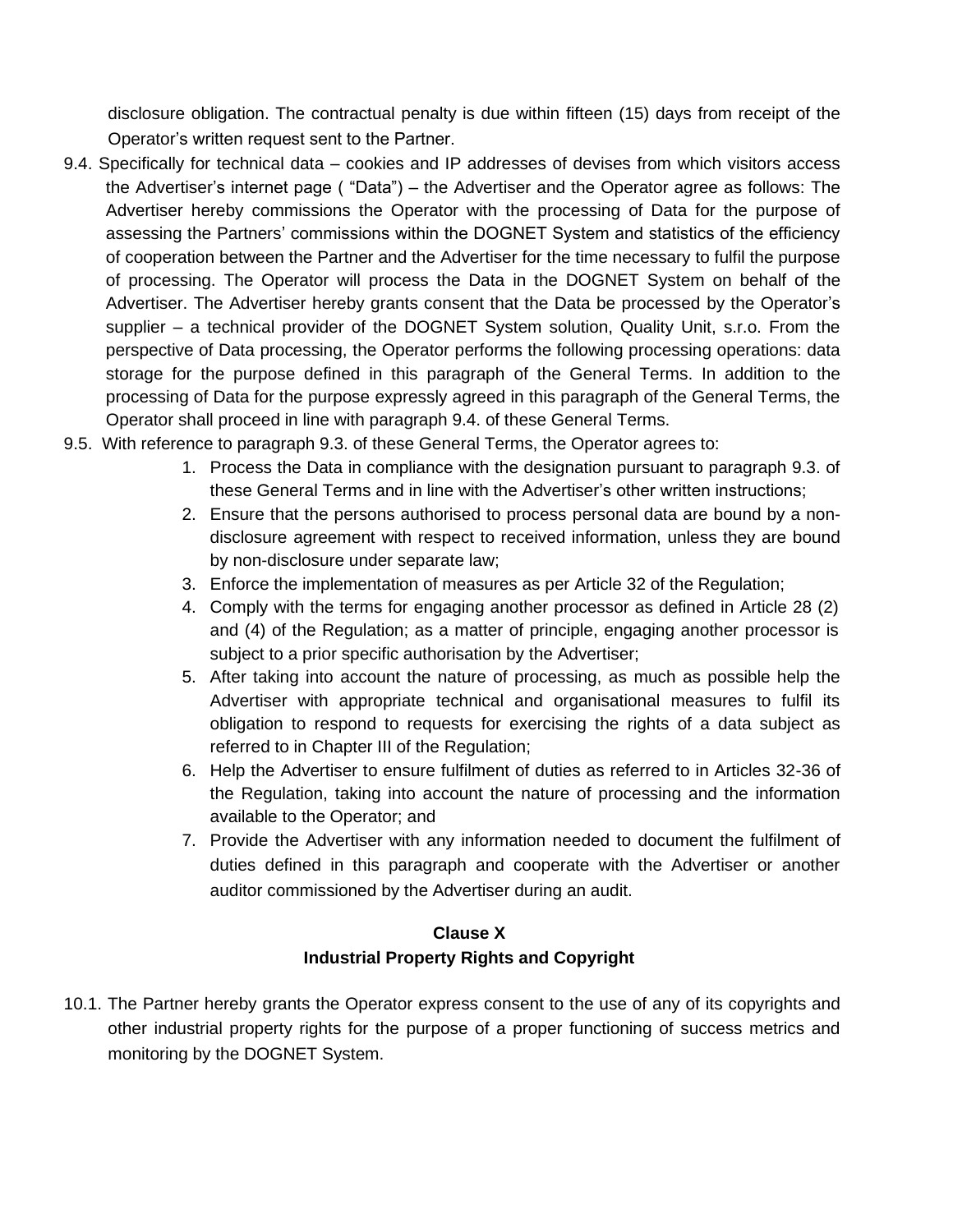disclosure obligation. The contractual penalty is due within fifteen (15) days from receipt of the Operator's written request sent to the Partner.

9.4. Specifically for technical data – cookies and IP addresses of devises from which visitors access the Advertiser's internet page ( "Data") – the Advertiser and the Operator agree as follows: The Advertiser hereby commissions the Operator with the processing of Data for the purpose of assessing the Partners' commissions within the DOGNET System and statistics of the efficiency of cooperation between the Partner and the Advertiser for the time necessary to fulfil the purpose of processing. The Operator will process the Data in the DOGNET System on behalf of the Advertiser. The Advertiser hereby grants consent that the Data be processed by the Operator's supplier – a technical provider of the DOGNET System solution, Quality Unit, s.r.o. From the perspective of Data processing, the Operator performs the following processing operations: data storage for the purpose defined in this paragraph of the General Terms. In addition to the processing of Data for the purpose expressly agreed in this paragraph of the General Terms, the Operator shall proceed in line with paragraph 9.4. of these General Terms.

9.5. With reference to paragraph 9.3. of these General Terms, the Operator agrees to:

1. Process the Data in compliance with the designation pursuant to paragraph 9.3. of these General Terms and in line with the Advertiser's other written instructions;
2. Ensure that the persons authorised to process personal data are bound by a non-disclosure agreement with respect to received information, unless they are bound by non-disclosure under separate law;
3. Enforce the implementation of measures as per Article 32 of the Regulation;
4. Comply with the terms for engaging another processor as defined in Article 28 (2) and (4) of the Regulation; as a matter of principle, engaging another processor is subject to a prior specific authorisation by the Advertiser;
5. After taking into account the nature of processing, as much as possible help the Advertiser with appropriate technical and organisational measures to fulfil its obligation to respond to requests for exercising the rights of a data subject as referred to in Chapter III of the Regulation;
6. Help the Advertiser to ensure fulfilment of duties as referred to in Articles 32-36 of the Regulation, taking into account the nature of processing and the information available to the Operator; and
7. Provide the Advertiser with any information needed to document the fulfilment of duties defined in this paragraph and cooperate with the Advertiser or another auditor commissioned by the Advertiser during an audit.

## Clause X
## Industrial Property Rights and Copyright

10.1. The Partner hereby grants the Operator express consent to the use of any of its copyrights and other industrial property rights for the purpose of a proper functioning of success metrics and monitoring by the DOGNET System.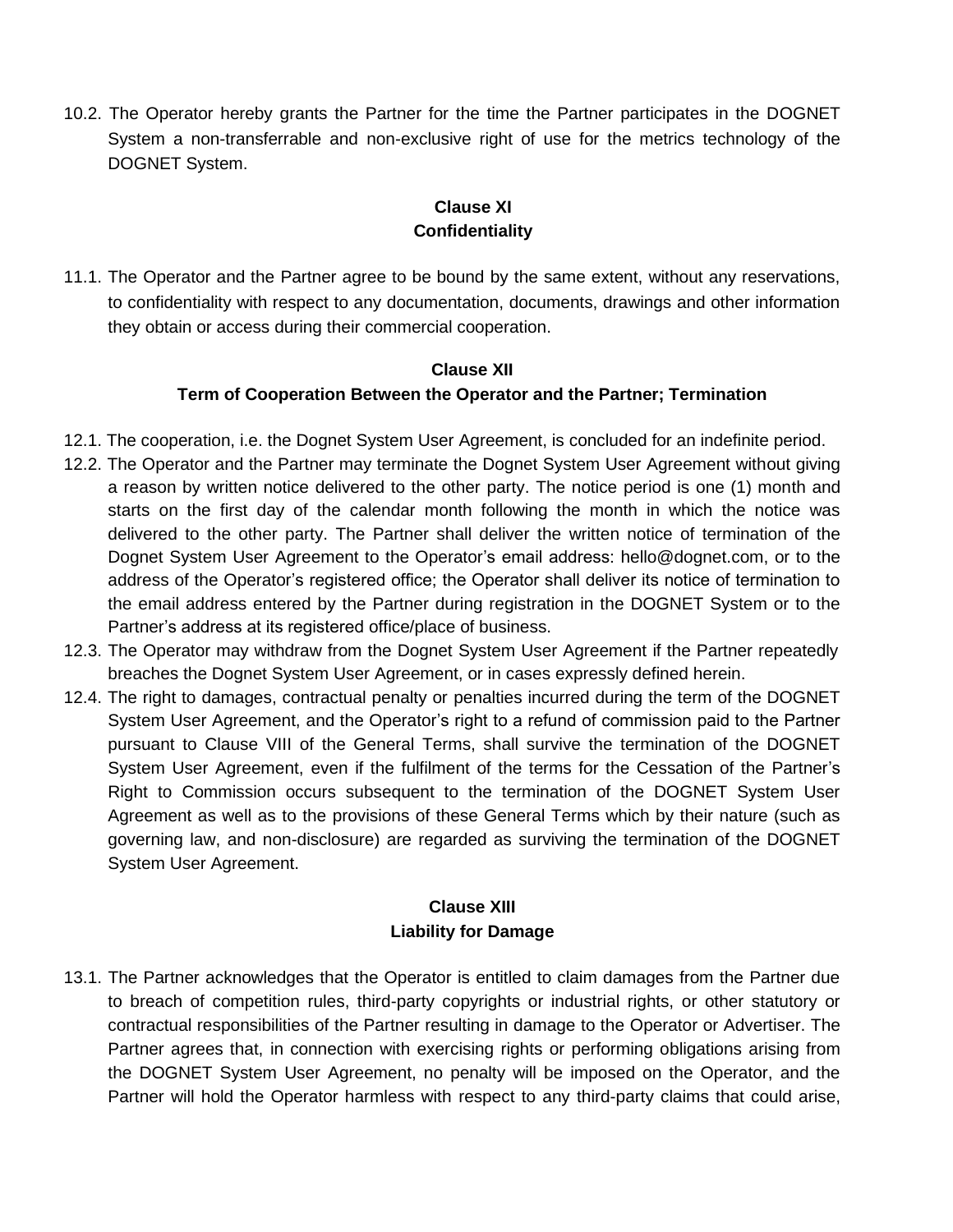10.2. The Operator hereby grants the Partner for the time the Partner participates in the DOGNET System a non-transferrable and non-exclusive right of use for the metrics technology of the DOGNET System.

## Clause XI
## Confidentiality

11.1. The Operator and the Partner agree to be bound by the same extent, without any reservations, to confidentiality with respect to any documentation, documents, drawings and other information they obtain or access during their commercial cooperation.

## Clause XII
## Term of Cooperation Between the Operator and the Partner; Termination

12.1. The cooperation, i.e. the Dognet System User Agreement, is concluded for an indefinite period.

12.2. The Operator and the Partner may terminate the Dognet System User Agreement without giving a reason by written notice delivered to the other party. The notice period is one (1) month and starts on the first day of the calendar month following the month in which the notice was delivered to the other party. The Partner shall deliver the written notice of termination of the Dognet System User Agreement to the Operator's email address: hello@dognet.com, or to the address of the Operator's registered office; the Operator shall deliver its notice of termination to the email address entered by the Partner during registration in the DOGNET System or to the Partner's address at its registered office/place of business.

12.3. The Operator may withdraw from the Dognet System User Agreement if the Partner repeatedly breaches the Dognet System User Agreement, or in cases expressly defined herein.

12.4. The right to damages, contractual penalty or penalties incurred during the term of the DOGNET System User Agreement, and the Operator's right to a refund of commission paid to the Partner pursuant to Clause VIII of the General Terms, shall survive the termination of the DOGNET System User Agreement, even if the fulfilment of the terms for the Cessation of the Partner's Right to Commission occurs subsequent to the termination of the DOGNET System User Agreement as well as to the provisions of these General Terms which by their nature (such as governing law, and non-disclosure) are regarded as surviving the termination of the DOGNET System User Agreement.

## Clause XIII
## Liability for Damage

13.1. The Partner acknowledges that the Operator is entitled to claim damages from the Partner due to breach of competition rules, third-party copyrights or industrial rights, or other statutory or contractual responsibilities of the Partner resulting in damage to the Operator or Advertiser. The Partner agrees that, in connection with exercising rights or performing obligations arising from the DOGNET System User Agreement, no penalty will be imposed on the Operator, and the Partner will hold the Operator harmless with respect to any third-party claims that could arise,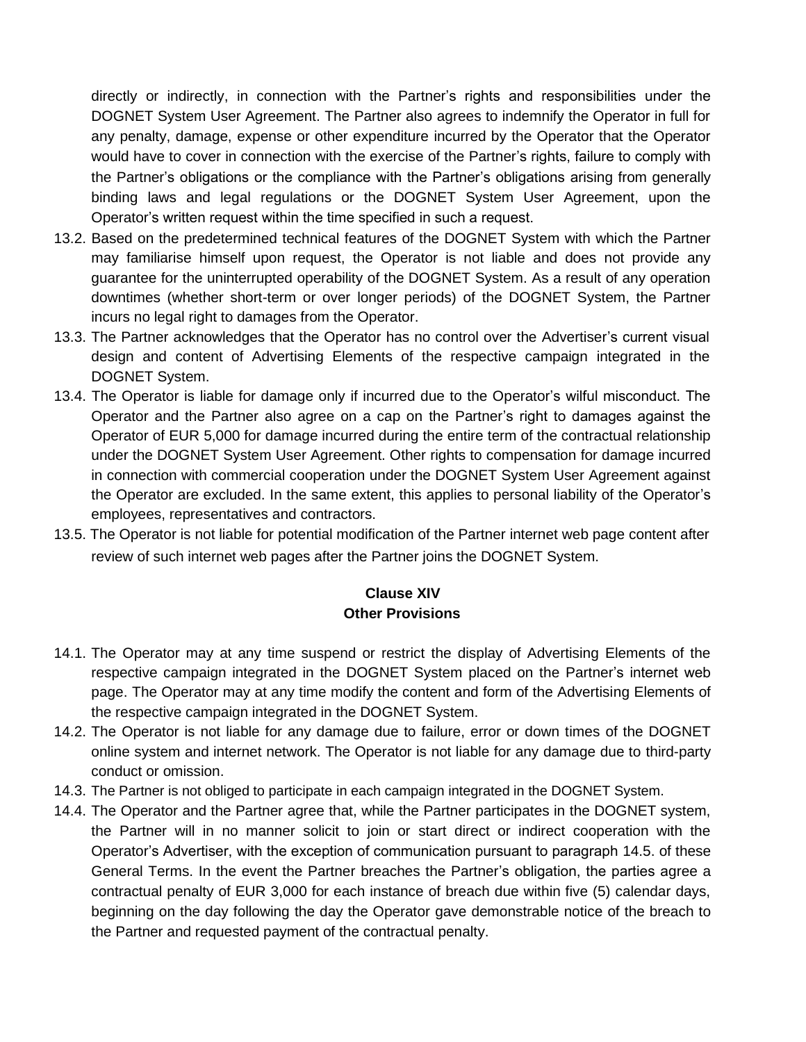directly or indirectly, in connection with the Partner's rights and responsibilities under the DOGNET System User Agreement. The Partner also agrees to indemnify the Operator in full for any penalty, damage, expense or other expenditure incurred by the Operator that the Operator would have to cover in connection with the exercise of the Partner's rights, failure to comply with the Partner's obligations or the compliance with the Partner's obligations arising from generally binding laws and legal regulations or the DOGNET System User Agreement, upon the Operator's written request within the time specified in such a request.

13.2. Based on the predetermined technical features of the DOGNET System with which the Partner may familiarise himself upon request, the Operator is not liable and does not provide any guarantee for the uninterrupted operability of the DOGNET System. As a result of any operation downtimes (whether short-term or over longer periods) of the DOGNET System, the Partner incurs no legal right to damages from the Operator.

13.3. The Partner acknowledges that the Operator has no control over the Advertiser's current visual design and content of Advertising Elements of the respective campaign integrated in the DOGNET System.

13.4. The Operator is liable for damage only if incurred due to the Operator's wilful misconduct. The Operator and the Partner also agree on a cap on the Partner's right to damages against the Operator of EUR 5,000 for damage incurred during the entire term of the contractual relationship under the DOGNET System User Agreement. Other rights to compensation for damage incurred in connection with commercial cooperation under the DOGNET System User Agreement against the Operator are excluded. In the same extent, this applies to personal liability of the Operator's employees, representatives and contractors.

13.5. The Operator is not liable for potential modification of the Partner internet web page content after review of such internet web pages after the Partner joins the DOGNET System.

## Clause XIV
## Other Provisions

14.1. The Operator may at any time suspend or restrict the display of Advertising Elements of the respective campaign integrated in the DOGNET System placed on the Partner's internet web page. The Operator may at any time modify the content and form of the Advertising Elements of the respective campaign integrated in the DOGNET System.

14.2. The Operator is not liable for any damage due to failure, error or down times of the DOGNET online system and internet network. The Operator is not liable for any damage due to third-party conduct or omission.

14.3. The Partner is not obliged to participate in each campaign integrated in the DOGNET System.

14.4. The Operator and the Partner agree that, while the Partner participates in the DOGNET system, the Partner will in no manner solicit to join or start direct or indirect cooperation with the Operator's Advertiser, with the exception of communication pursuant to paragraph 14.5. of these General Terms. In the event the Partner breaches the Partner's obligation, the parties agree a contractual penalty of EUR 3,000 for each instance of breach due within five (5) calendar days, beginning on the day following the day the Operator gave demonstrable notice of the breach to the Partner and requested payment of the contractual penalty.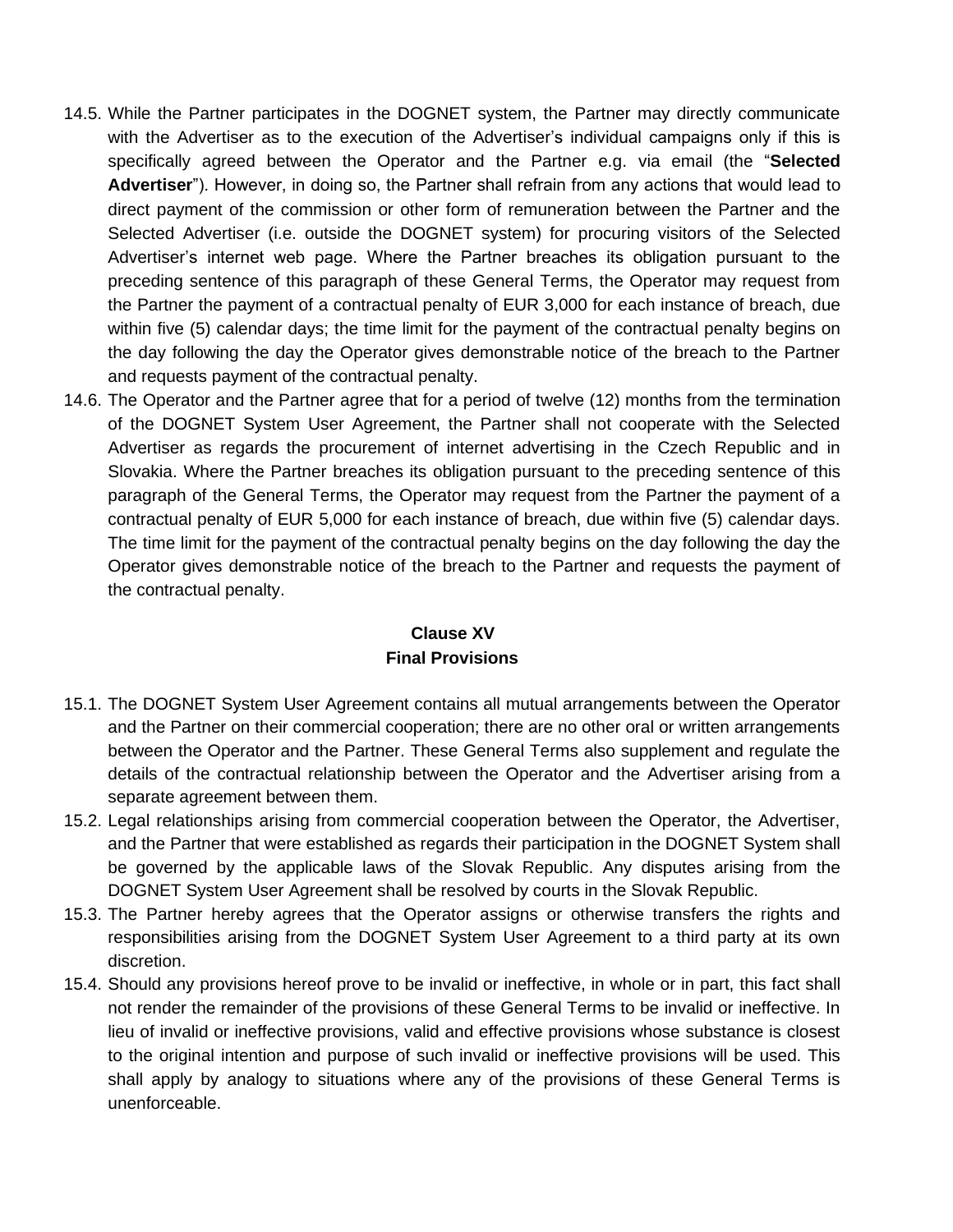14.5. While the Partner participates in the DOGNET system, the Partner may directly communicate with the Advertiser as to the execution of the Advertiser's individual campaigns only if this is specifically agreed between the Operator and the Partner e.g. via email (the "**Selected Advertiser**"). However, in doing so, the Partner shall refrain from any actions that would lead to direct payment of the commission or other form of remuneration between the Partner and the Selected Advertiser (i.e. outside the DOGNET system) for procuring visitors of the Selected Advertiser's internet web page. Where the Partner breaches its obligation pursuant to the preceding sentence of this paragraph of these General Terms, the Operator may request from the Partner the payment of a contractual penalty of EUR 3,000 for each instance of breach, due within five (5) calendar days; the time limit for the payment of the contractual penalty begins on the day following the day the Operator gives demonstrable notice of the breach to the Partner and requests payment of the contractual penalty.

14.6. The Operator and the Partner agree that for a period of twelve (12) months from the termination of the DOGNET System User Agreement, the Partner shall not cooperate with the Selected Advertiser as regards the procurement of internet advertising in the Czech Republic and in Slovakia. Where the Partner breaches its obligation pursuant to the preceding sentence of this paragraph of the General Terms, the Operator may request from the Partner the payment of a contractual penalty of EUR 5,000 for each instance of breach, due within five (5) calendar days. The time limit for the payment of the contractual penalty begins on the day following the day the Operator gives demonstrable notice of the breach to the Partner and requests the payment of the contractual penalty.

## Clause XV
## Final Provisions

15.1. The DOGNET System User Agreement contains all mutual arrangements between the Operator and the Partner on their commercial cooperation; there are no other oral or written arrangements between the Operator and the Partner. These General Terms also supplement and regulate the details of the contractual relationship between the Operator and the Advertiser arising from a separate agreement between them.

15.2. Legal relationships arising from commercial cooperation between the Operator, the Advertiser, and the Partner that were established as regards their participation in the DOGNET System shall be governed by the applicable laws of the Slovak Republic. Any disputes arising from the DOGNET System User Agreement shall be resolved by courts in the Slovak Republic.

15.3. The Partner hereby agrees that the Operator assigns or otherwise transfers the rights and responsibilities arising from the DOGNET System User Agreement to a third party at its own discretion.

15.4. Should any provisions hereof prove to be invalid or ineffective, in whole or in part, this fact shall not render the remainder of the provisions of these General Terms to be invalid or ineffective. In lieu of invalid or ineffective provisions, valid and effective provisions whose substance is closest to the original intention and purpose of such invalid or ineffective provisions will be used. This shall apply by analogy to situations where any of the provisions of these General Terms is unenforceable.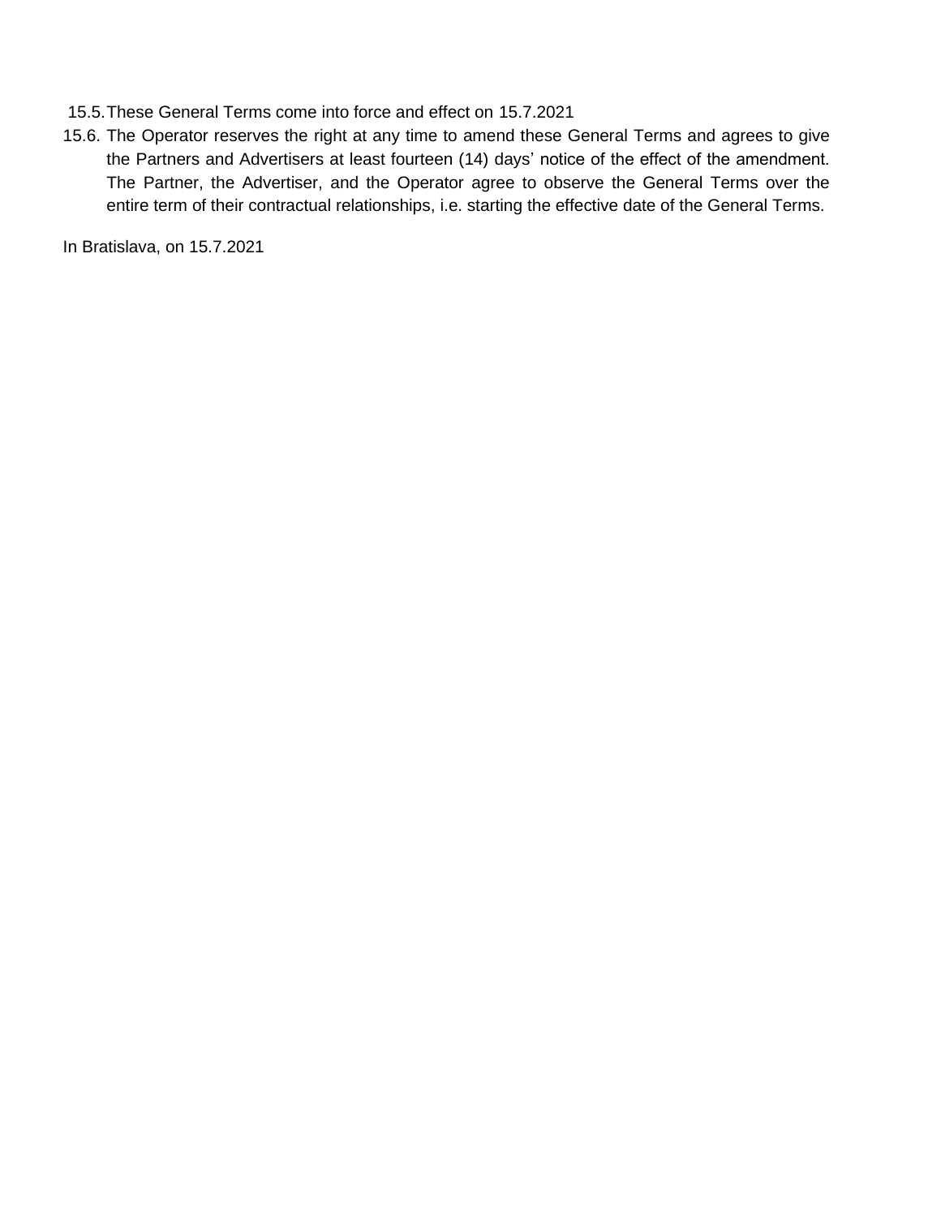15.5. These General Terms come into force and effect on 15.7.2021

15.6. The Operator reserves the right at any time to amend these General Terms and agrees to give the Partners and Advertisers at least fourteen (14) days' notice of the effect of the amendment. The Partner, the Advertiser, and the Operator agree to observe the General Terms over the entire term of their contractual relationships, i.e. starting the effective date of the General Terms.

In Bratislava, on 15.7.2021